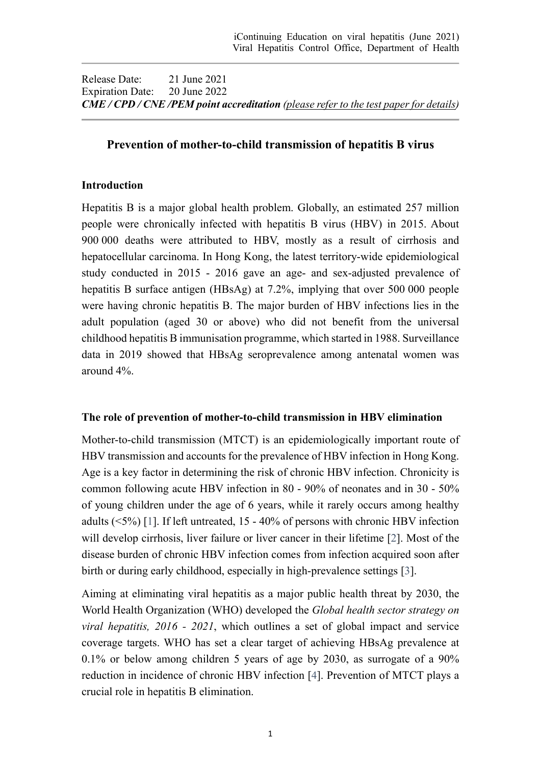Release Date: 21 June 2021
Expiration Date: 20 June 2022
***CME / CPD / CNE /PEM point accreditation*** *(please refer to the test paper for details)*

# Prevention of mother-to-child transmission of hepatitis B virus

## Introduction

Hepatitis B is a major global health problem. Globally, an estimated 257 million people were chronically infected with hepatitis B virus (HBV) in 2015. About 900 000 deaths were attributed to HBV, mostly as a result of cirrhosis and hepatocellular carcinoma. In Hong Kong, the latest territory-wide epidemiological study conducted in 2015 - 2016 gave an age- and sex-adjusted prevalence of hepatitis B surface antigen (HBsAg) at 7.2%, implying that over 500 000 people were having chronic hepatitis B. The major burden of HBV infections lies in the adult population (aged 30 or above) who did not benefit from the universal childhood hepatitis B immunisation programme, which started in 1988. Surveillance data in 2019 showed that HBsAg seroprevalence among antenatal women was around 4%.

## The role of prevention of mother-to-child transmission in HBV elimination

Mother-to-child transmission (MTCT) is an epidemiologically important route of HBV transmission and accounts for the prevalence of HBV infection in Hong Kong. Age is a key factor in determining the risk of chronic HBV infection. Chronicity is common following acute HBV infection in 80 - 90% of neonates and in 30 - 50% of young children under the age of 6 years, while it rarely occurs among healthy adults (<5%) [1]. If left untreated, 15 - 40% of persons with chronic HBV infection will develop cirrhosis, liver failure or liver cancer in their lifetime [2]. Most of the disease burden of chronic HBV infection comes from infection acquired soon after birth or during early childhood, especially in high-prevalence settings [3].

Aiming at eliminating viral hepatitis as a major public health threat by 2030, the World Health Organization (WHO) developed the *Global health sector strategy on viral hepatitis, 2016 - 2021*, which outlines a set of global impact and service coverage targets. WHO has set a clear target of achieving HBsAg prevalence at 0.1% or below among children 5 years of age by 2030, as surrogate of a 90% reduction in incidence of chronic HBV infection [4]. Prevention of MTCT plays a crucial role in hepatitis B elimination.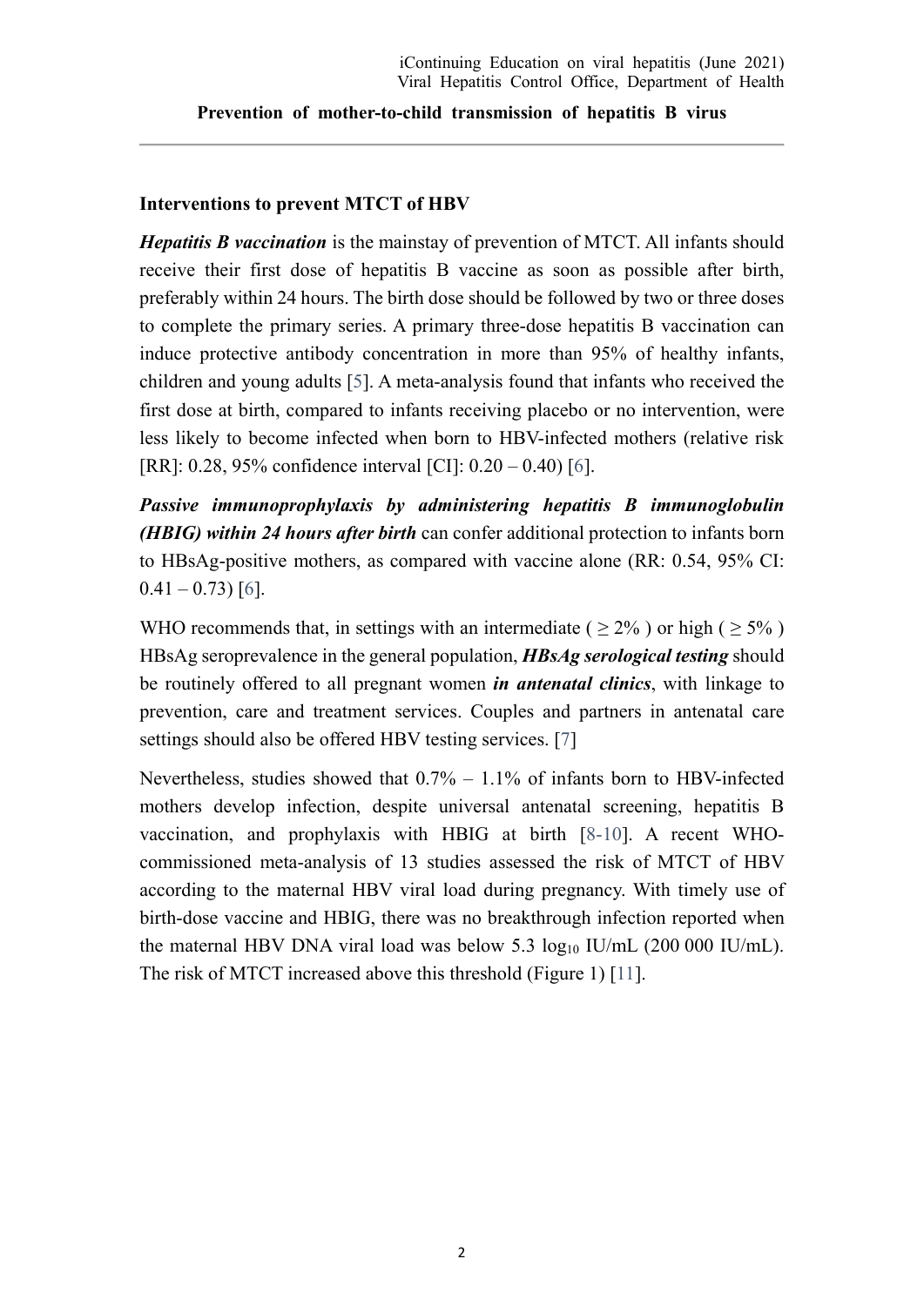### Interventions to prevent MTCT of HBV

***Hepatitis B vaccination*** is the mainstay of prevention of MTCT. All infants should receive their first dose of hepatitis B vaccine as soon as possible after birth, preferably within 24 hours. The birth dose should be followed by two or three doses to complete the primary series. A primary three-dose hepatitis B vaccination can induce protective antibody concentration in more than 95% of healthy infants, children and young adults [5]. A meta-analysis found that infants who received the first dose at birth, compared to infants receiving placebo or no intervention, were less likely to become infected when born to HBV-infected mothers (relative risk [RR]: 0.28, 95% confidence interval [CI]: 0.20 – 0.40) [6].

***Passive immunoprophylaxis by administering hepatitis B immunoglobulin (HBIG) within 24 hours after birth*** can confer additional protection to infants born to HBsAg-positive mothers, as compared with vaccine alone (RR: 0.54, 95% CI: 0.41 – 0.73) [6].

WHO recommends that, in settings with an intermediate ( ≥ 2% ) or high ( ≥ 5% ) HBsAg seroprevalence in the general population, ***HBsAg serological testing*** should be routinely offered to all pregnant women ***in antenatal clinics***, with linkage to prevention, care and treatment services. Couples and partners in antenatal care settings should also be offered HBV testing services. [7]

Nevertheless, studies showed that 0.7% – 1.1% of infants born to HBV-infected mothers develop infection, despite universal antenatal screening, hepatitis B vaccination, and prophylaxis with HBIG at birth [8-10]. A recent WHO-commissioned meta-analysis of 13 studies assessed the risk of MTCT of HBV according to the maternal HBV viral load during pregnancy. With timely use of birth-dose vaccine and HBIG, there was no breakthrough infection reported when the maternal HBV DNA viral load was below 5.3 $\log_{10}$ IU/mL (200 000 IU/mL). The risk of MTCT increased above this threshold (Figure 1) [11].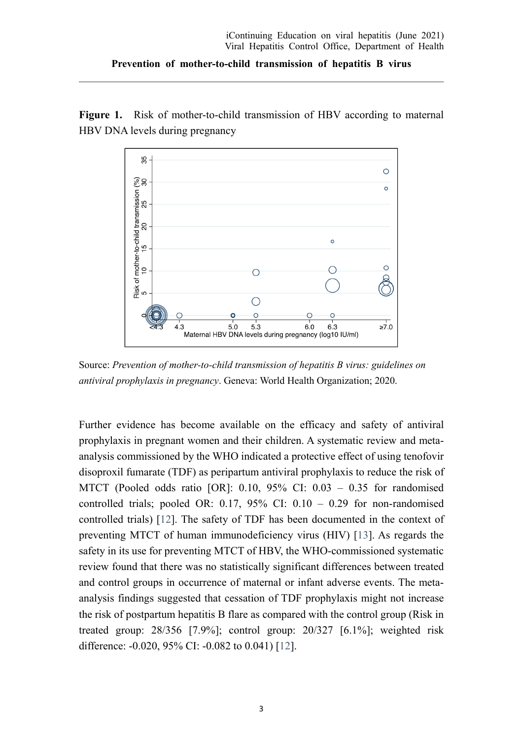**Figure 1.** Risk of mother-to-child transmission of HBV according to maternal HBV DNA levels during pregnancy

Source: *Prevention of mother-to-child transmission of hepatitis B virus: guidelines on antiviral prophylaxis in pregnancy*. Geneva: World Health Organization; 2020.

Further evidence has become available on the efficacy and safety of antiviral prophylaxis in pregnant women and their children. A systematic review and meta-analysis commissioned by the WHO indicated a protective effect of using tenofovir disoproxil fumarate (TDF) as peripartum antiviral prophylaxis to reduce the risk of MTCT (Pooled odds ratio [OR]: 0.10, 95% CI: 0.03 – 0.35 for randomised controlled trials; pooled OR: 0.17, 95% CI: 0.10 – 0.29 for non-randomised controlled trials) [12]. The safety of TDF has been documented in the context of preventing MTCT of human immunodeficiency virus (HIV) [13]. As regards the safety in its use for preventing MTCT of HBV, the WHO-commissioned systematic review found that there was no statistically significant differences between treated and control groups in occurrence of maternal or infant adverse events. The meta-analysis findings suggested that cessation of TDF prophylaxis might not increase the risk of postpartum hepatitis B flare as compared with the control group (Risk in treated group: 28/356 [7.9%]; control group: 20/327 [6.1%]; weighted risk difference: -0.020, 95% CI: -0.082 to 0.041) [12].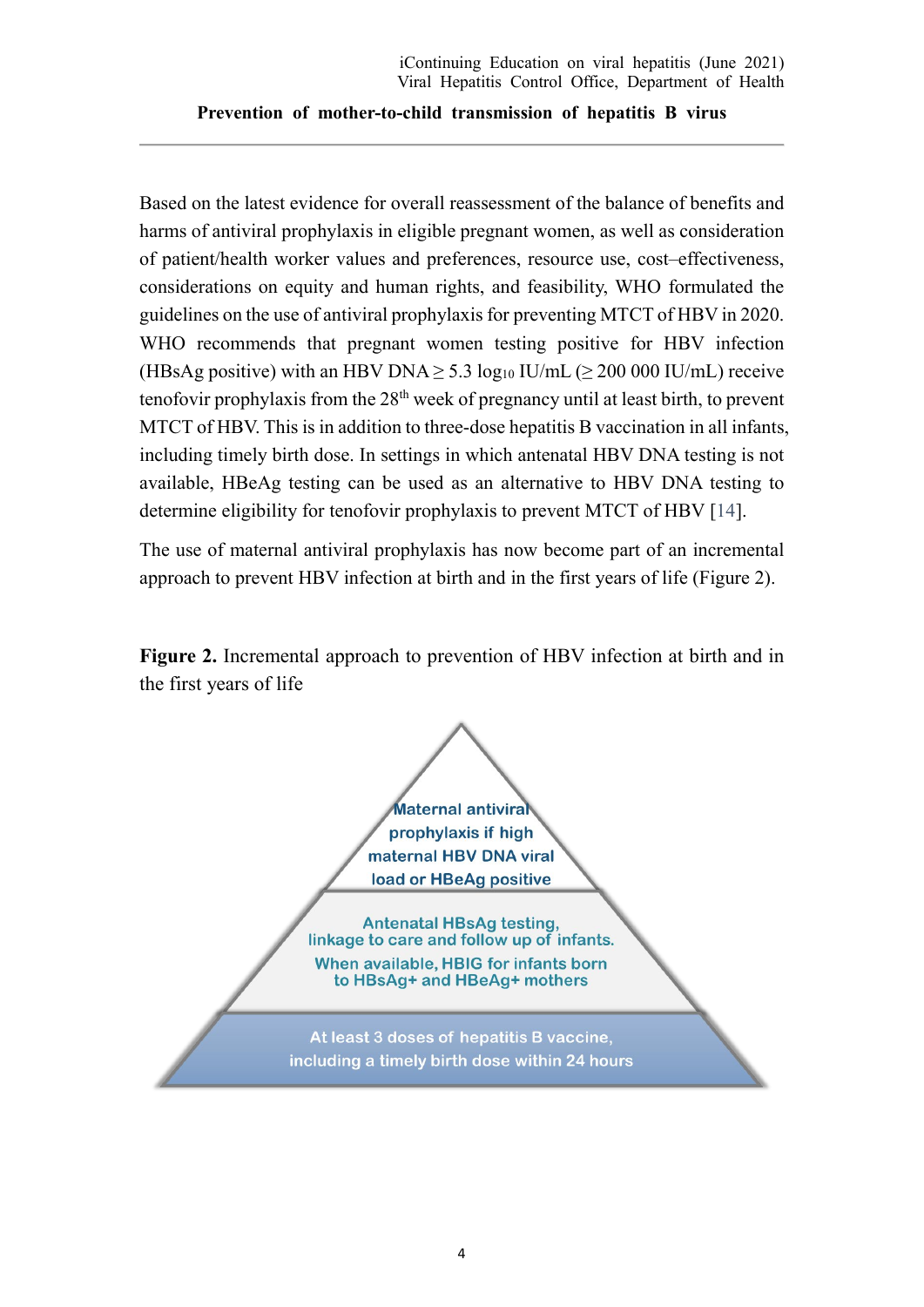Based on the latest evidence for overall reassessment of the balance of benefits and harms of antiviral prophylaxis in eligible pregnant women, as well as consideration of patient/health worker values and preferences, resource use, cost–effectiveness, considerations on equity and human rights, and feasibility, WHO formulated the guidelines on the use of antiviral prophylaxis for preventing MTCT of HBV in 2020. WHO recommends that pregnant women testing positive for HBV infection (HBsAg positive) with an HBV DNA ≥ 5.3 $\log_{10}$ IU/mL (≥ 200 000 IU/mL) receive tenofovir prophylaxis from the 28th week of pregnancy until at least birth, to prevent MTCT of HBV. This is in addition to three-dose hepatitis B vaccination in all infants, including timely birth dose. In settings in which antenatal HBV DNA testing is not available, HBeAg testing can be used as an alternative to HBV DNA testing to determine eligibility for tenofovir prophylaxis to prevent MTCT of HBV [14].

The use of maternal antiviral prophylaxis has now become part of an incremental approach to prevent HBV infection at birth and in the first years of life (Figure 2).

**Figure 2.** Incremental approach to prevention of HBV infection at birth and in the first years of life

- Maternal antiviral prophylaxis if high maternal HBV DNA viral load or HBeAg positive
- Antenatal HBsAg testing, linkage to care and follow up of infants. When available, HBIG for infants born to HBsAg+ and HBeAg+ mothers
- At least 3 doses of hepatitis B vaccine, including a timely birth dose within 24 hours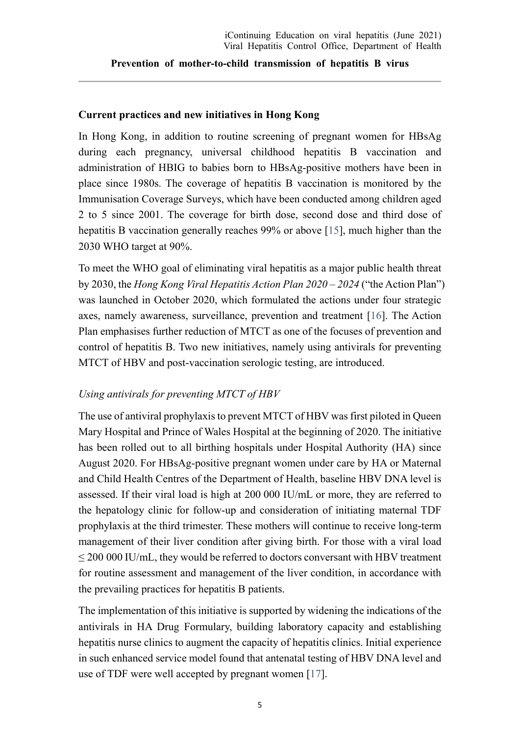## Current practices and new initiatives in Hong Kong

In Hong Kong, in addition to routine screening of pregnant women for HBsAg during each pregnancy, universal childhood hepatitis B vaccination and administration of HBIG to babies born to HBsAg-positive mothers have been in place since 1980s. The coverage of hepatitis B vaccination is monitored by the Immunisation Coverage Surveys, which have been conducted among children aged 2 to 5 since 2001. The coverage for birth dose, second dose and third dose of hepatitis B vaccination generally reaches 99% or above [15], much higher than the 2030 WHO target at 90%.

To meet the WHO goal of eliminating viral hepatitis as a major public health threat by 2030, the *Hong Kong Viral Hepatitis Action Plan 2020 – 2024* ("the Action Plan") was launched in October 2020, which formulated the actions under four strategic axes, namely awareness, surveillance, prevention and treatment [16]. The Action Plan emphasises further reduction of MTCT as one of the focuses of prevention and control of hepatitis B. Two new initiatives, namely using antivirals for preventing MTCT of HBV and post-vaccination serologic testing, are introduced.

### *Using antivirals for preventing MTCT of HBV*

The use of antiviral prophylaxis to prevent MTCT of HBV was first piloted in Queen Mary Hospital and Prince of Wales Hospital at the beginning of 2020. The initiative has been rolled out to all birthing hospitals under Hospital Authority (HA) since August 2020. For HBsAg-positive pregnant women under care by HA or Maternal and Child Health Centres of the Department of Health, baseline HBV DNA level is assessed. If their viral load is high at 200 000 IU/mL or more, they are referred to the hepatology clinic for follow-up and consideration of initiating maternal TDF prophylaxis at the third trimester. These mothers will continue to receive long-term management of their liver condition after giving birth. For those with a viral load ≤ 200 000 IU/mL, they would be referred to doctors conversant with HBV treatment for routine assessment and management of the liver condition, in accordance with the prevailing practices for hepatitis B patients.

The implementation of this initiative is supported by widening the indications of the antivirals in HA Drug Formulary, building laboratory capacity and establishing hepatitis nurse clinics to augment the capacity of hepatitis clinics. Initial experience in such enhanced service model found that antenatal testing of HBV DNA level and use of TDF were well accepted by pregnant women [17].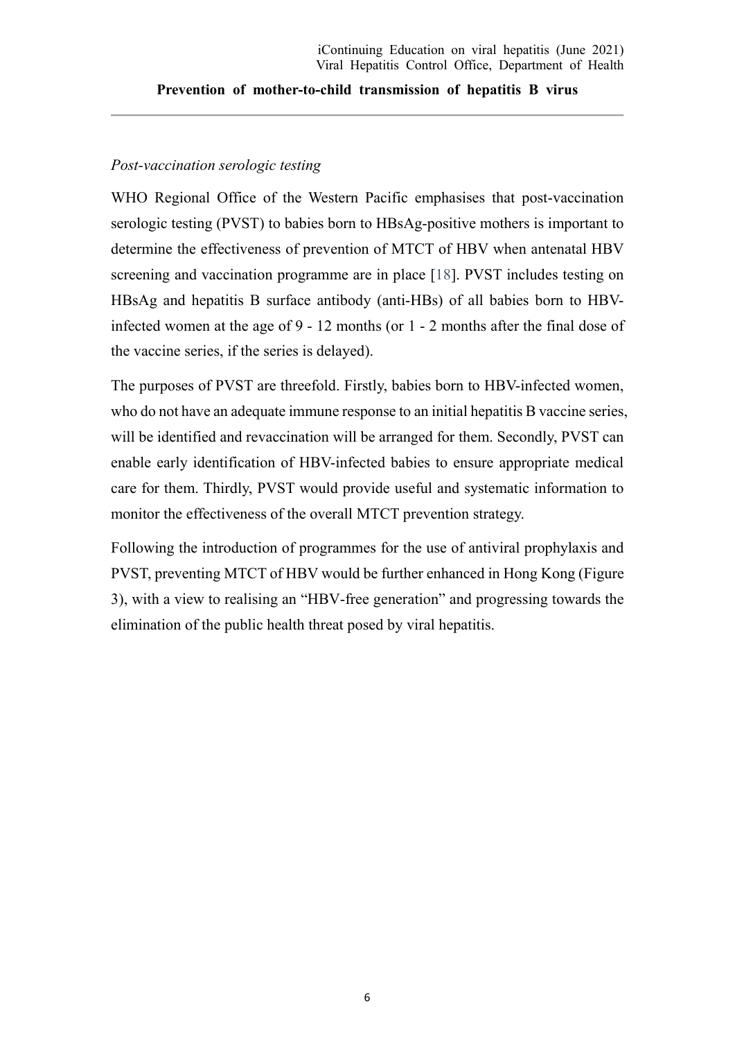*Post-vaccination serologic testing*

WHO Regional Office of the Western Pacific emphasises that post-vaccination serologic testing (PVST) to babies born to HBsAg-positive mothers is important to determine the effectiveness of prevention of MTCT of HBV when antenatal HBV screening and vaccination programme are in place [18]. PVST includes testing on HBsAg and hepatitis B surface antibody (anti-HBs) of all babies born to HBV-infected women at the age of 9 - 12 months (or 1 - 2 months after the final dose of the vaccine series, if the series is delayed).

The purposes of PVST are threefold. Firstly, babies born to HBV-infected women, who do not have an adequate immune response to an initial hepatitis B vaccine series, will be identified and revaccination will be arranged for them. Secondly, PVST can enable early identification of HBV-infected babies to ensure appropriate medical care for them. Thirdly, PVST would provide useful and systematic information to monitor the effectiveness of the overall MTCT prevention strategy.

Following the introduction of programmes for the use of antiviral prophylaxis and PVST, preventing MTCT of HBV would be further enhanced in Hong Kong (Figure 3), with a view to realising an "HBV-free generation" and progressing towards the elimination of the public health threat posed by viral hepatitis.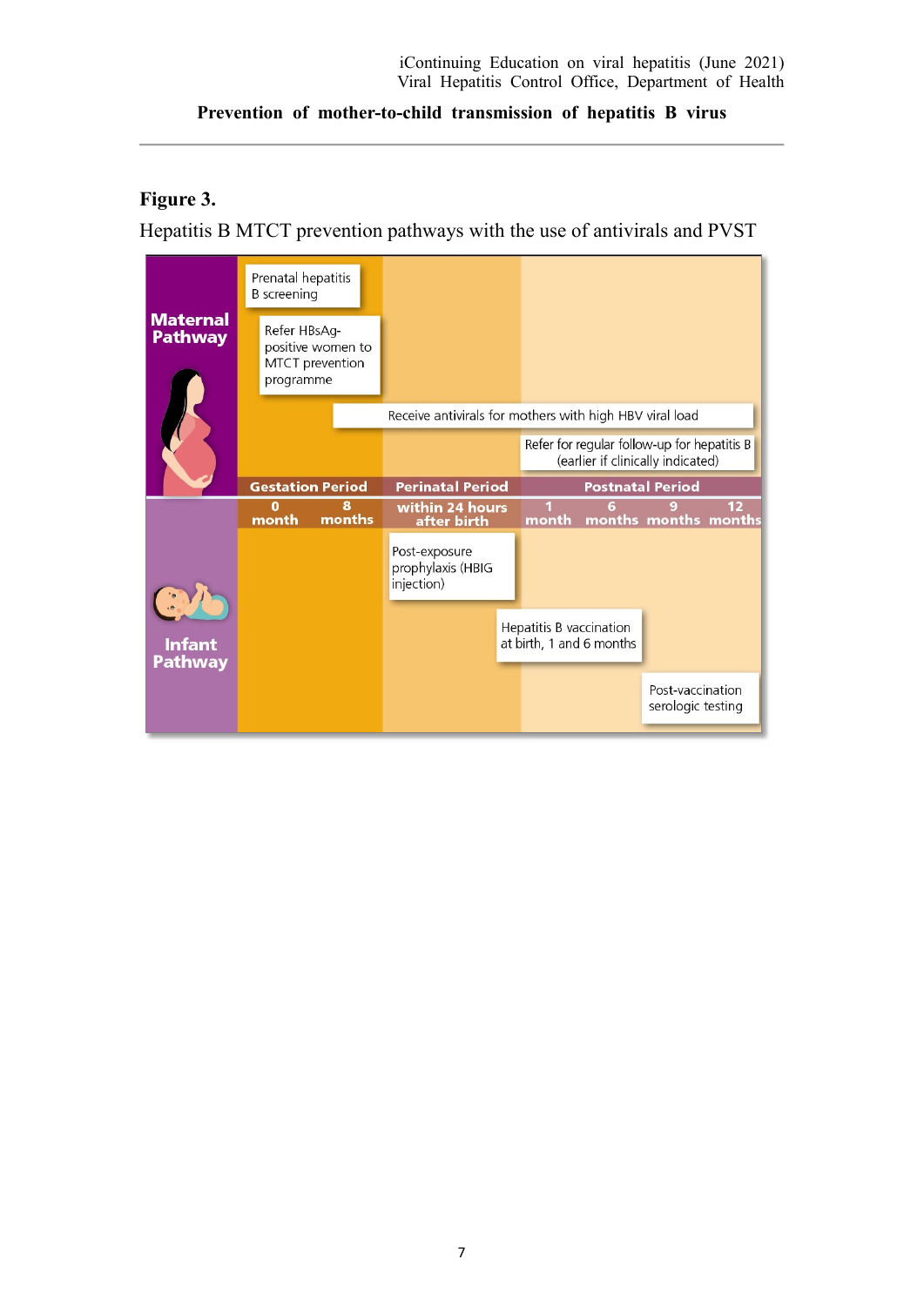**Figure 3.**

Hepatitis B MTCT prevention pathways with the use of antivirals and PVST

**Maternal Pathway**

- Prenatal hepatitis B screening
- Refer HBsAg-positive women to MTCT prevention programme
- Receive antivirals for mothers with high HBV viral load
- Refer for regular follow-up for hepatitis B (earlier if clinically indicated)

| Gestation Period | | Perinatal Period | Postnatal Period | | | |
|---|---|---|---|---|---|---|
| 0 month | 8 months | within 24 hours after birth | 1 month | 6 months | 9 months | 12 months |

**Infant Pathway**

- Post-exposure prophylaxis (HBIG injection)
- Hepatitis B vaccination at birth, 1 and 6 months
- Post-vaccination serologic testing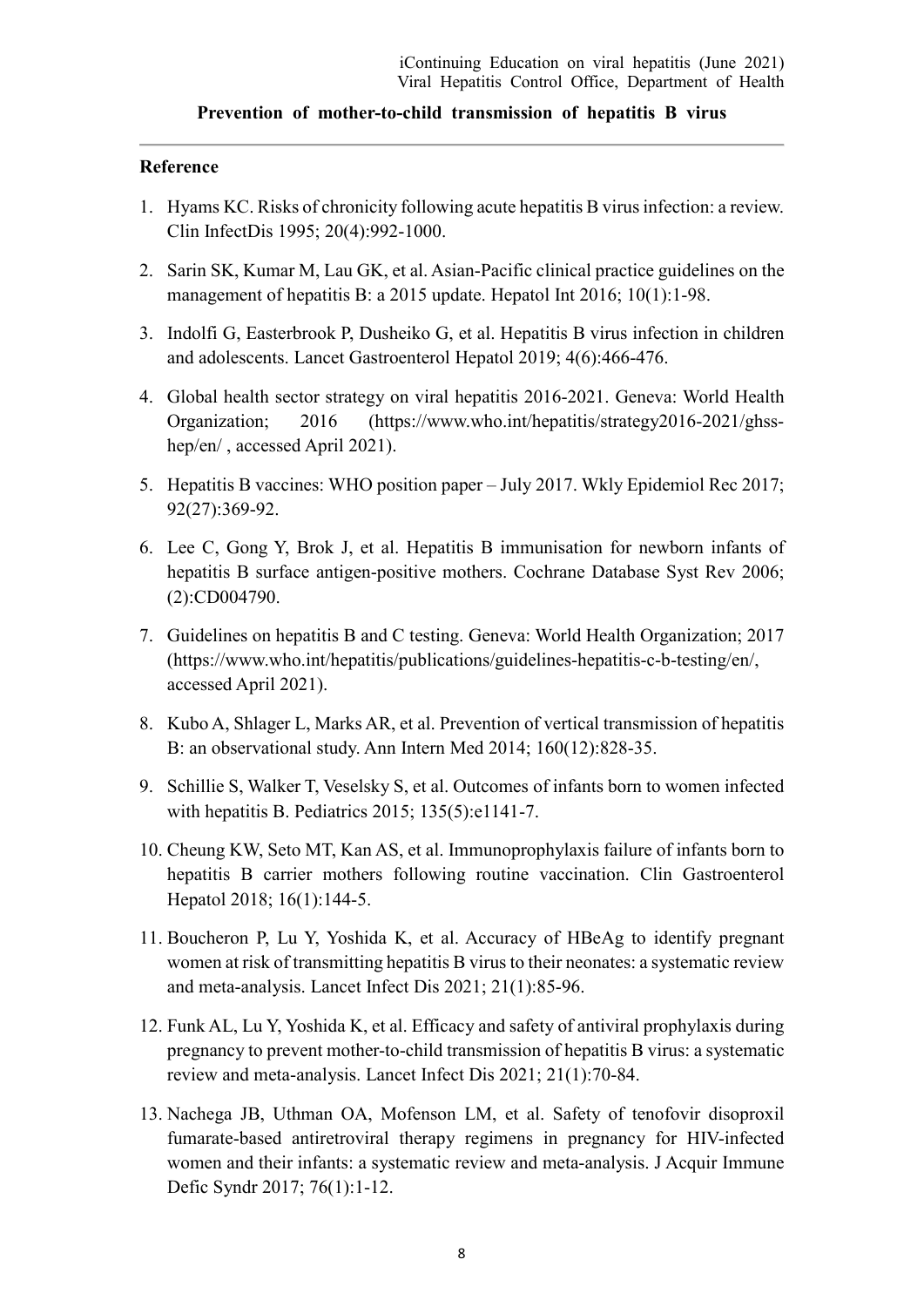## Reference

1. Hyams KC. Risks of chronicity following acute hepatitis B virus infection: a review. Clin InfectDis 1995; 20(4):992-1000.
2. Sarin SK, Kumar M, Lau GK, et al. Asian-Pacific clinical practice guidelines on the management of hepatitis B: a 2015 update. Hepatol Int 2016; 10(1):1-98.
3. Indolfi G, Easterbrook P, Dusheiko G, et al. Hepatitis B virus infection in children and adolescents. Lancet Gastroenterol Hepatol 2019; 4(6):466-476.
4. Global health sector strategy on viral hepatitis 2016-2021. Geneva: World Health Organization; 2016 (https://www.who.int/hepatitis/strategy2016-2021/ghss-hep/en/ , accessed April 2021).
5. Hepatitis B vaccines: WHO position paper – July 2017. Wkly Epidemiol Rec 2017; 92(27):369-92.
6. Lee C, Gong Y, Brok J, et al. Hepatitis B immunisation for newborn infants of hepatitis B surface antigen-positive mothers. Cochrane Database Syst Rev 2006; (2):CD004790.
7. Guidelines on hepatitis B and C testing. Geneva: World Health Organization; 2017 (https://www.who.int/hepatitis/publications/guidelines-hepatitis-c-b-testing/en/, accessed April 2021).
8. Kubo A, Shlager L, Marks AR, et al. Prevention of vertical transmission of hepatitis B: an observational study. Ann Intern Med 2014; 160(12):828-35.
9. Schillie S, Walker T, Veselsky S, et al. Outcomes of infants born to women infected with hepatitis B. Pediatrics 2015; 135(5):e1141-7.
10. Cheung KW, Seto MT, Kan AS, et al. Immunoprophylaxis failure of infants born to hepatitis B carrier mothers following routine vaccination. Clin Gastroenterol Hepatol 2018; 16(1):144-5.
11. Boucheron P, Lu Y, Yoshida K, et al. Accuracy of HBeAg to identify pregnant women at risk of transmitting hepatitis B virus to their neonates: a systematic review and meta-analysis. Lancet Infect Dis 2021; 21(1):85-96.
12. Funk AL, Lu Y, Yoshida K, et al. Efficacy and safety of antiviral prophylaxis during pregnancy to prevent mother-to-child transmission of hepatitis B virus: a systematic review and meta-analysis. Lancet Infect Dis 2021; 21(1):70-84.
13. Nachega JB, Uthman OA, Mofenson LM, et al. Safety of tenofovir disoproxil fumarate-based antiretroviral therapy regimens in pregnancy for HIV-infected women and their infants: a systematic review and meta-analysis. J Acquir Immune Defic Syndr 2017; 76(1):1-12.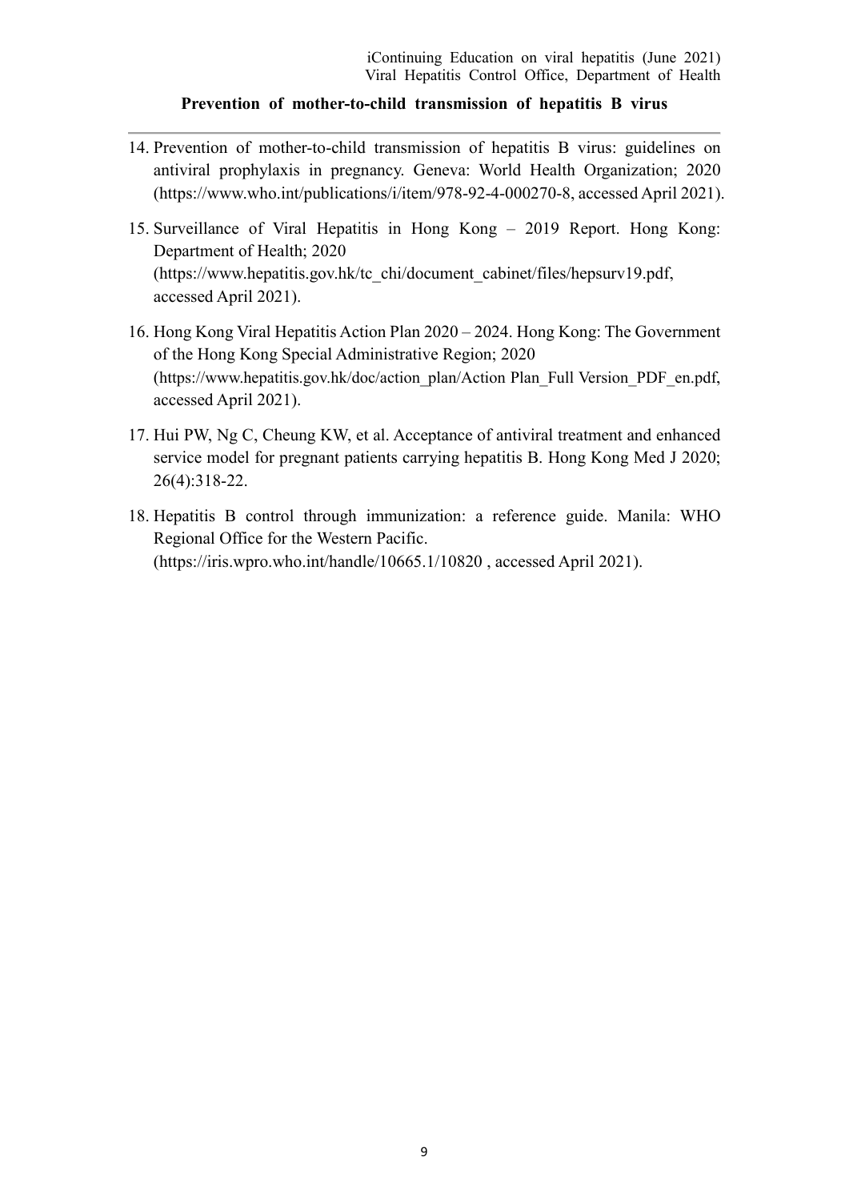14. Prevention of mother-to-child transmission of hepatitis B virus: guidelines on antiviral prophylaxis in pregnancy. Geneva: World Health Organization; 2020 (https://www.who.int/publications/i/item/978-92-4-000270-8, accessed April 2021).

15. Surveillance of Viral Hepatitis in Hong Kong – 2019 Report. Hong Kong: Department of Health; 2020 (https://www.hepatitis.gov.hk/tc_chi/document_cabinet/files/hepsurv19.pdf, accessed April 2021).

16. Hong Kong Viral Hepatitis Action Plan 2020 – 2024. Hong Kong: The Government of the Hong Kong Special Administrative Region; 2020 (https://www.hepatitis.gov.hk/doc/action_plan/Action Plan_Full Version_PDF_en.pdf, accessed April 2021).

17. Hui PW, Ng C, Cheung KW, et al. Acceptance of antiviral treatment and enhanced service model for pregnant patients carrying hepatitis B. Hong Kong Med J 2020; 26(4):318-22.

18. Hepatitis B control through immunization: a reference guide. Manila: WHO Regional Office for the Western Pacific. (https://iris.wpro.who.int/handle/10665.1/10820 , accessed April 2021).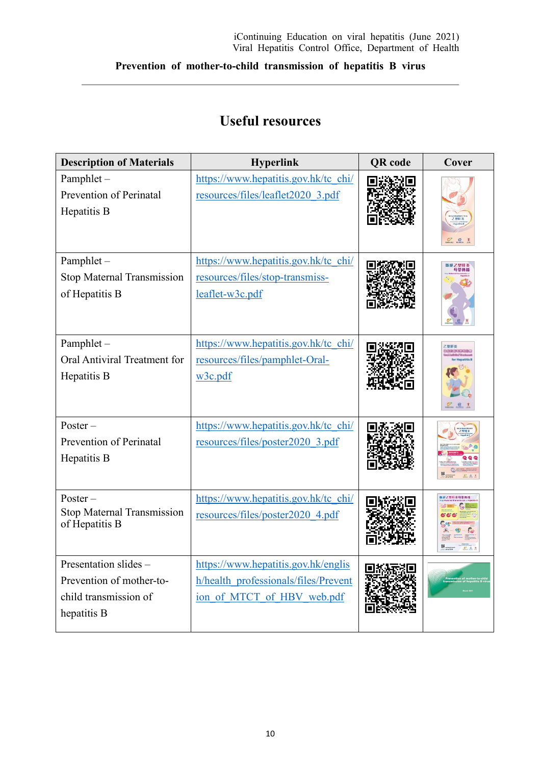# Useful resources

| Description of Materials | Hyperlink | QR code | Cover |
|---|---|---|---|
| Pamphlet – Prevention of Perinatal Hepatitis B | https://www.hepatitis.gov.hk/tc_chi/resources/files/leaflet2020_3.pdf | | |
| Pamphlet – Stop Maternal Transmission of Hepatitis B | https://www.hepatitis.gov.hk/tc_chi/resources/files/stop-transmiss-leaflet-w3c.pdf | | |
| Pamphlet – Oral Antiviral Treatment for Hepatitis B | https://www.hepatitis.gov.hk/tc_chi/resources/files/pamphlet-Oral-w3c.pdf | | |
| Poster – Prevention of Perinatal Hepatitis B | https://www.hepatitis.gov.hk/tc_chi/resources/files/poster2020_3.pdf | | |
| Poster – Stop Maternal Transmission of Hepatitis B | https://www.hepatitis.gov.hk/tc_chi/resources/files/poster2020_4.pdf | | |
| Presentation slides – Prevention of mother-to-child transmission of hepatitis B | https://www.hepatitis.gov.hk/english/health_professionals/files/Prevention_of_MTCT_of_HBV_web.pdf | | |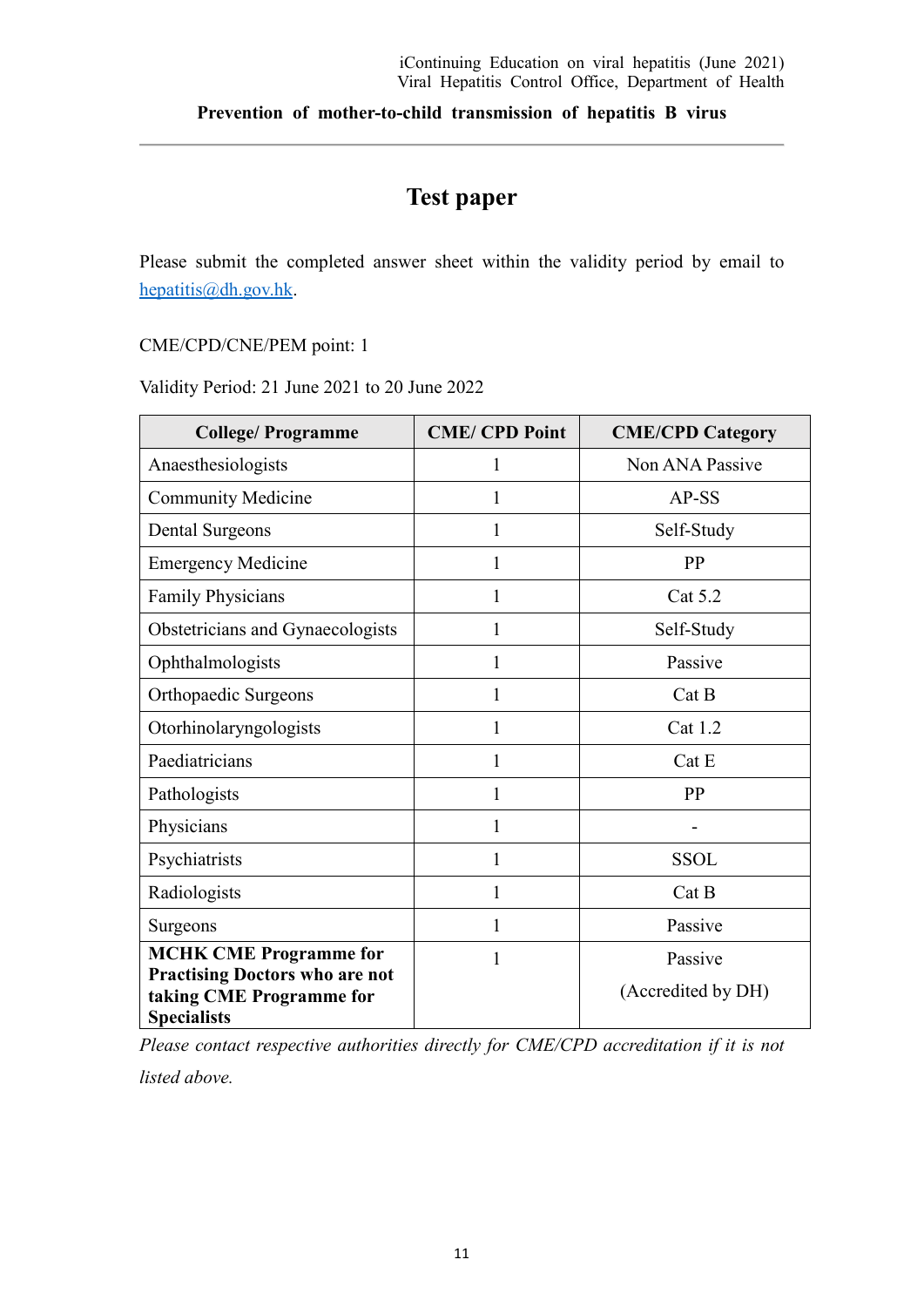# Test paper

Please submit the completed answer sheet within the validity period by email to hepatitis@dh.gov.hk.

CME/CPD/CNE/PEM point: 1

Validity Period: 21 June 2021 to 20 June 2022

| College/ Programme | CME/ CPD Point | CME/CPD Category |
|---|---|---|
| Anaesthesiologists | 1 | Non ANA Passive |
| Community Medicine | 1 | AP-SS |
| Dental Surgeons | 1 | Self-Study |
| Emergency Medicine | 1 | PP |
| Family Physicians | 1 | Cat 5.2 |
| Obstetricians and Gynaecologists | 1 | Self-Study |
| Ophthalmologists | 1 | Passive |
| Orthopaedic Surgeons | 1 | Cat B |
| Otorhinolaryngologists | 1 | Cat 1.2 |
| Paediatricians | 1 | Cat E |
| Pathologists | 1 | PP |
| Physicians | 1 | - |
| Psychiatrists | 1 | SSOL |
| Radiologists | 1 | Cat B |
| Surgeons | 1 | Passive |
| **MCHK CME Programme for Practising Doctors who are not taking CME Programme for Specialists** | 1 | Passive (Accredited by DH) |

*Please contact respective authorities directly for CME/CPD accreditation if it is not listed above.*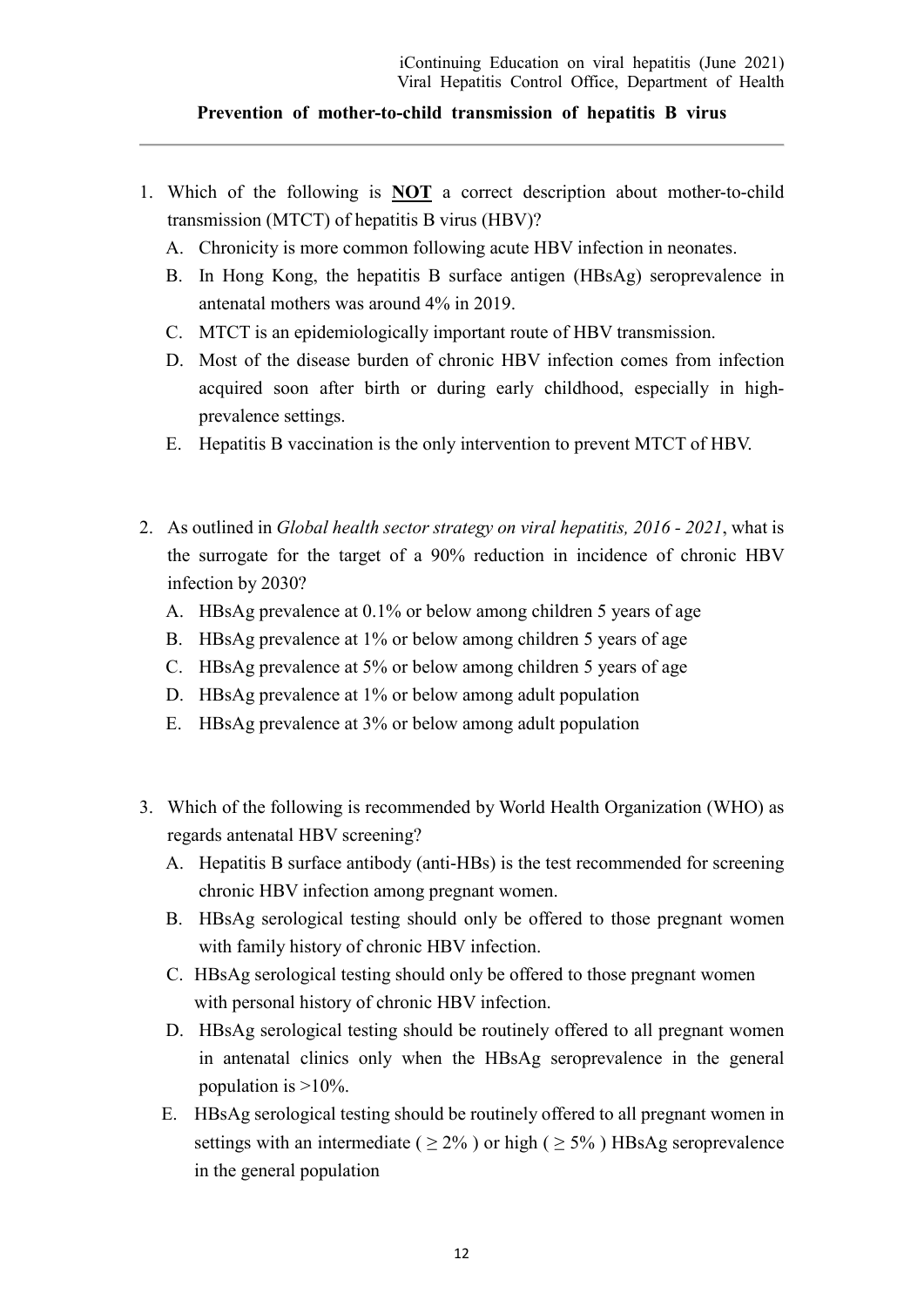**Prevention of mother-to-child transmission of hepatitis B virus**

1. Which of the following is **NOT** a correct description about mother-to-child transmission (MTCT) of hepatitis B virus (HBV)?
   A. Chronicity is more common following acute HBV infection in neonates.
   B. In Hong Kong, the hepatitis B surface antigen (HBsAg) seroprevalence in antenatal mothers was around 4% in 2019.
   C. MTCT is an epidemiologically important route of HBV transmission.
   D. Most of the disease burden of chronic HBV infection comes from infection acquired soon after birth or during early childhood, especially in high-prevalence settings.
   E. Hepatitis B vaccination is the only intervention to prevent MTCT of HBV.

2. As outlined in *Global health sector strategy on viral hepatitis, 2016 - 2021*, what is the surrogate for the target of a 90% reduction in incidence of chronic HBV infection by 2030?
   A. HBsAg prevalence at 0.1% or below among children 5 years of age
   B. HBsAg prevalence at 1% or below among children 5 years of age
   C. HBsAg prevalence at 5% or below among children 5 years of age
   D. HBsAg prevalence at 1% or below among adult population
   E. HBsAg prevalence at 3% or below among adult population

3. Which of the following is recommended by World Health Organization (WHO) as regards antenatal HBV screening?
   A. Hepatitis B surface antibody (anti-HBs) is the test recommended for screening chronic HBV infection among pregnant women.
   B. HBsAg serological testing should only be offered to those pregnant women with family history of chronic HBV infection.
   C. HBsAg serological testing should only be offered to those pregnant women with personal history of chronic HBV infection.
   D. HBsAg serological testing should be routinely offered to all pregnant women in antenatal clinics only when the HBsAg seroprevalence in the general population is >10%.
   E. HBsAg serological testing should be routinely offered to all pregnant women in settings with an intermediate ( $\geq 2\%$ ) or high ( $\geq 5\%$ ) HBsAg seroprevalence in the general population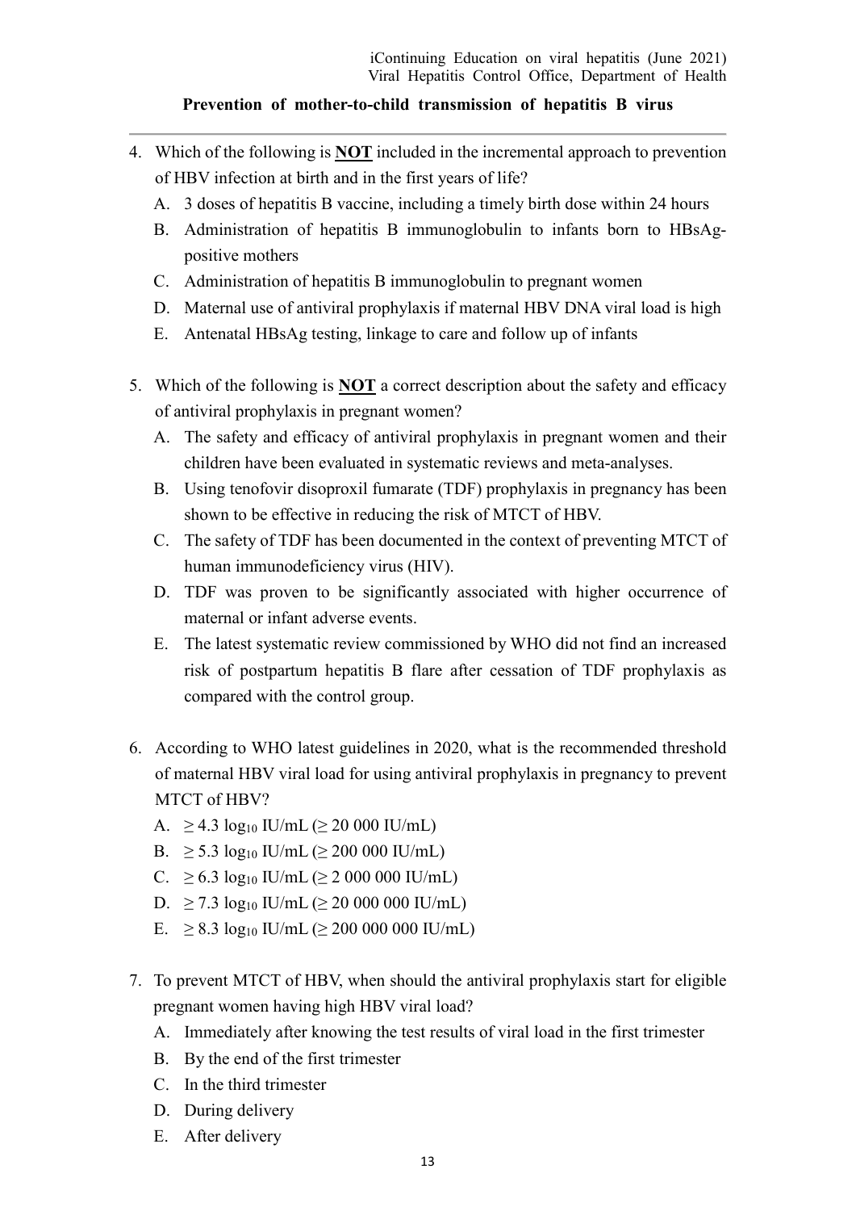**Prevention of mother-to-child transmission of hepatitis B virus**

---

4. Which of the following is **NOT** included in the incremental approach to prevention of HBV infection at birth and in the first years of life?
   - A. 3 doses of hepatitis B vaccine, including a timely birth dose within 24 hours
   - B. Administration of hepatitis B immunoglobulin to infants born to HBsAg-positive mothers
   - C. Administration of hepatitis B immunoglobulin to pregnant women
   - D. Maternal use of antiviral prophylaxis if maternal HBV DNA viral load is high
   - E. Antenatal HBsAg testing, linkage to care and follow up of infants

5. Which of the following is **NOT** a correct description about the safety and efficacy of antiviral prophylaxis in pregnant women?
   - A. The safety and efficacy of antiviral prophylaxis in pregnant women and their children have been evaluated in systematic reviews and meta-analyses.
   - B. Using tenofovir disoproxil fumarate (TDF) prophylaxis in pregnancy has been shown to be effective in reducing the risk of MTCT of HBV.
   - C. The safety of TDF has been documented in the context of preventing MTCT of human immunodeficiency virus (HIV).
   - D. TDF was proven to be significantly associated with higher occurrence of maternal or infant adverse events.
   - E. The latest systematic review commissioned by WHO did not find an increased risk of postpartum hepatitis B flare after cessation of TDF prophylaxis as compared with the control group.

6. According to WHO latest guidelines in 2020, what is the recommended threshold of maternal HBV viral load for using antiviral prophylaxis in pregnancy to prevent MTCT of HBV?
   - A. $\geq 4.3 \log_{10}$ IU/mL ($\geq$ 20 000 IU/mL)
   - B. $\geq 5.3 \log_{10}$ IU/mL ($\geq$ 200 000 IU/mL)
   - C. $\geq 6.3 \log_{10}$ IU/mL ($\geq$ 2 000 000 IU/mL)
   - D. $\geq 7.3 \log_{10}$ IU/mL ($\geq$ 20 000 000 IU/mL)
   - E. $\geq 8.3 \log_{10}$ IU/mL ($\geq$ 200 000 000 IU/mL)

7. To prevent MTCT of HBV, when should the antiviral prophylaxis start for eligible pregnant women having high HBV viral load?
   - A. Immediately after knowing the test results of viral load in the first trimester
   - B. By the end of the first trimester
   - C. In the third trimester
   - D. During delivery
   - E. After delivery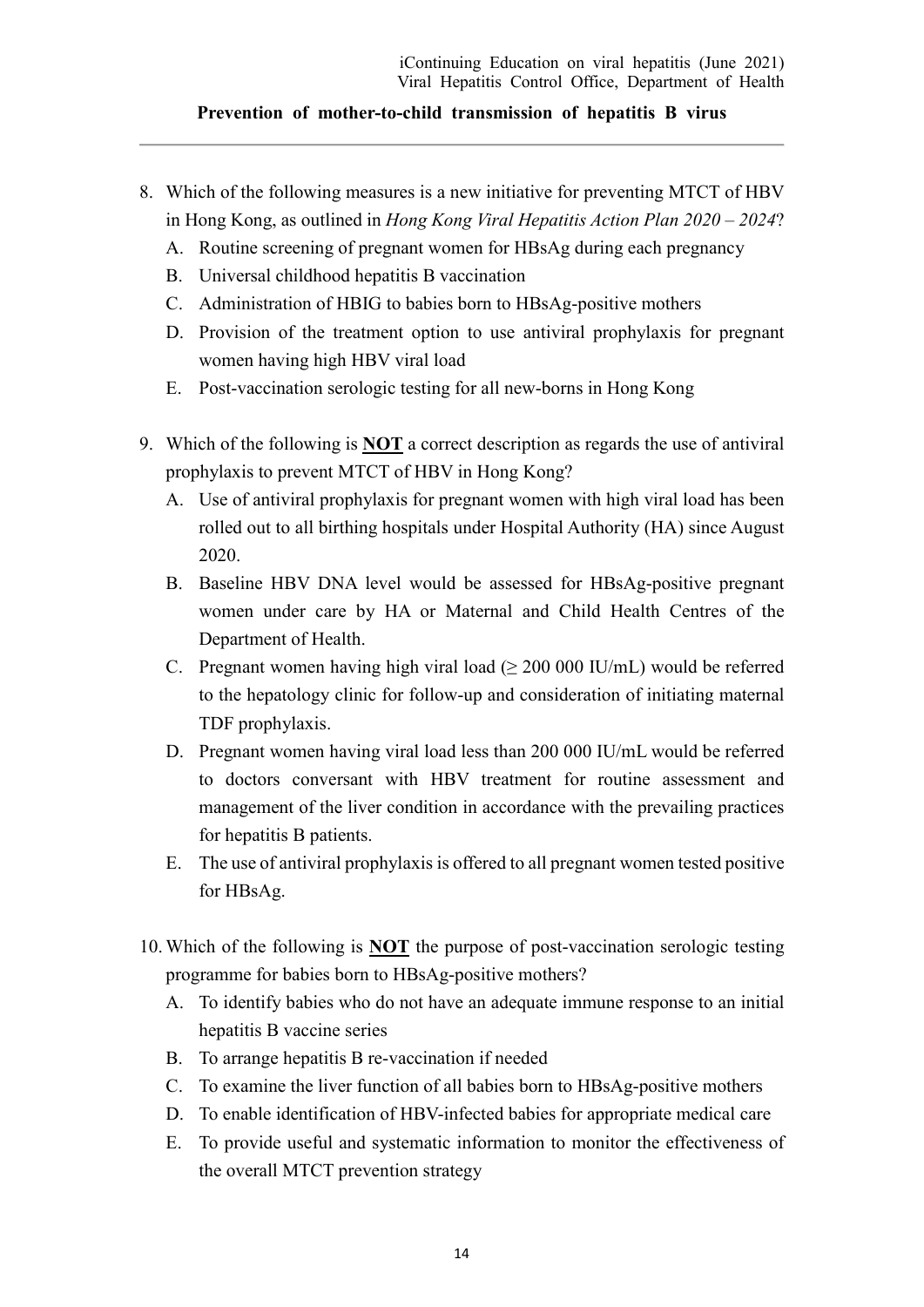**Prevention of mother-to-child transmission of hepatitis B virus**

8. Which of the following measures is a new initiative for preventing MTCT of HBV in Hong Kong, as outlined in *Hong Kong Viral Hepatitis Action Plan 2020 – 2024*?
   A. Routine screening of pregnant women for HBsAg during each pregnancy
   B. Universal childhood hepatitis B vaccination
   C. Administration of HBIG to babies born to HBsAg-positive mothers
   D. Provision of the treatment option to use antiviral prophylaxis for pregnant women having high HBV viral load
   E. Post-vaccination serologic testing for all new-borns in Hong Kong

9. Which of the following is **NOT** a correct description as regards the use of antiviral prophylaxis to prevent MTCT of HBV in Hong Kong?
   A. Use of antiviral prophylaxis for pregnant women with high viral load has been rolled out to all birthing hospitals under Hospital Authority (HA) since August 2020.
   B. Baseline HBV DNA level would be assessed for HBsAg-positive pregnant women under care by HA or Maternal and Child Health Centres of the Department of Health.
   C. Pregnant women having high viral load ($\geq$ 200 000 IU/mL) would be referred to the hepatology clinic for follow-up and consideration of initiating maternal TDF prophylaxis.
   D. Pregnant women having viral load less than 200 000 IU/mL would be referred to doctors conversant with HBV treatment for routine assessment and management of the liver condition in accordance with the prevailing practices for hepatitis B patients.
   E. The use of antiviral prophylaxis is offered to all pregnant women tested positive for HBsAg.

10. Which of the following is **NOT** the purpose of post-vaccination serologic testing programme for babies born to HBsAg-positive mothers?
    A. To identify babies who do not have an adequate immune response to an initial hepatitis B vaccine series
    B. To arrange hepatitis B re-vaccination if needed
    C. To examine the liver function of all babies born to HBsAg-positive mothers
    D. To enable identification of HBV-infected babies for appropriate medical care
    E. To provide useful and systematic information to monitor the effectiveness of the overall MTCT prevention strategy